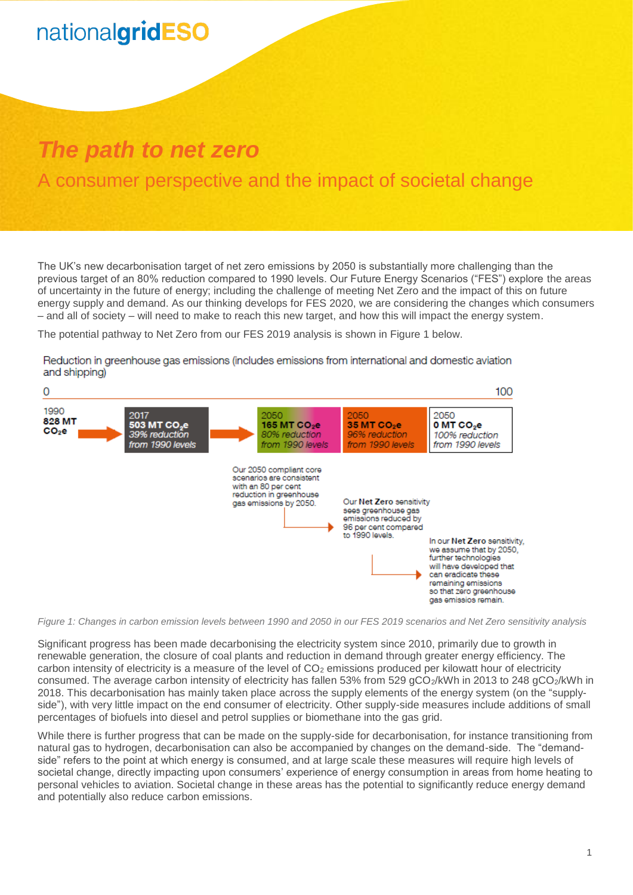nationalgridESO

# *The path to net zero*

## A consumer perspective and the impact of societal change

The UK's new decarbonisation target of net zero emissions by 2050 is substantially more challenging than the previous target of an 80% reduction compared to 1990 levels. Our Future Energy Scenarios ("FES") explore the areas of uncertainty in the future of energy; including the challenge of meeting Net Zero and the impact of this on future energy supply and demand. As our thinking develops for FES 2020, we are considering the changes which consumers – and all of society – will need to make to reach this new target, and how this will impact the energy system.

The potential pathway to Net Zero from our FES 2019 analysis is shown in Figure 1 below.

Reduction in greenhouse gas emissions (includes emissions from international and domestic aviation and shipping)

0 — 100

| 1990 | 2017 | 2050 | 2050 | 2050 |
|---|---|---|---|---|
| **828 MT $CO_2e$** | **503 MT $CO_2e$** *39% reduction from 1990 levels* | **165 MT $CO_2e$** *80% reduction from 1990 levels* | **35 MT $CO_2e$** *96% reduction from 1990 levels* | **0 MT $CO_2e$** *100% reduction from 1990 levels* |

Our 2050 compliant core scenarios are consistent with an 80 per cent reduction in greenhouse gas emissions by 2050.

Our **Net Zero** sensitivity sees greenhouse gas emissions reduced by 96 per cent compared to 1990 levels.

In our **Net Zero** sensitivity, we assume that by 2050, further technologies will have developed that can eradicate these remaining emissions so that zero greenhouse gas emissios remain.

*Figure 1: Changes in carbon emission levels between 1990 and 2050 in our FES 2019 scenarios and Net Zero sensitivity analysis*

Significant progress has been made decarbonising the electricity system since 2010, primarily due to growth in renewable generation, the closure of coal plants and reduction in demand through greater energy efficiency. The carbon intensity of electricity is a measure of the level of $CO_2$ emissions produced per kilowatt hour of electricity consumed. The average carbon intensity of electricity has fallen 53% from 529 $gCO_2/kWh$ in 2013 to 248 $gCO_2/kWh$ in 2018. This decarbonisation has mainly taken place across the supply elements of the energy system (on the "supply-side"), with very little impact on the end consumer of electricity. Other supply-side measures include additions of small percentages of biofuels into diesel and petrol supplies or biomethane into the gas grid.

While there is further progress that can be made on the supply-side for decarbonisation, for instance transitioning from natural gas to hydrogen, decarbonisation can also be accompanied by changes on the demand-side. The "demand-side" refers to the point at which energy is consumed, and at large scale these measures will require high levels of societal change, directly impacting upon consumers' experience of energy consumption in areas from home heating to personal vehicles to aviation. Societal change in these areas has the potential to significantly reduce energy demand and potentially also reduce carbon emissions.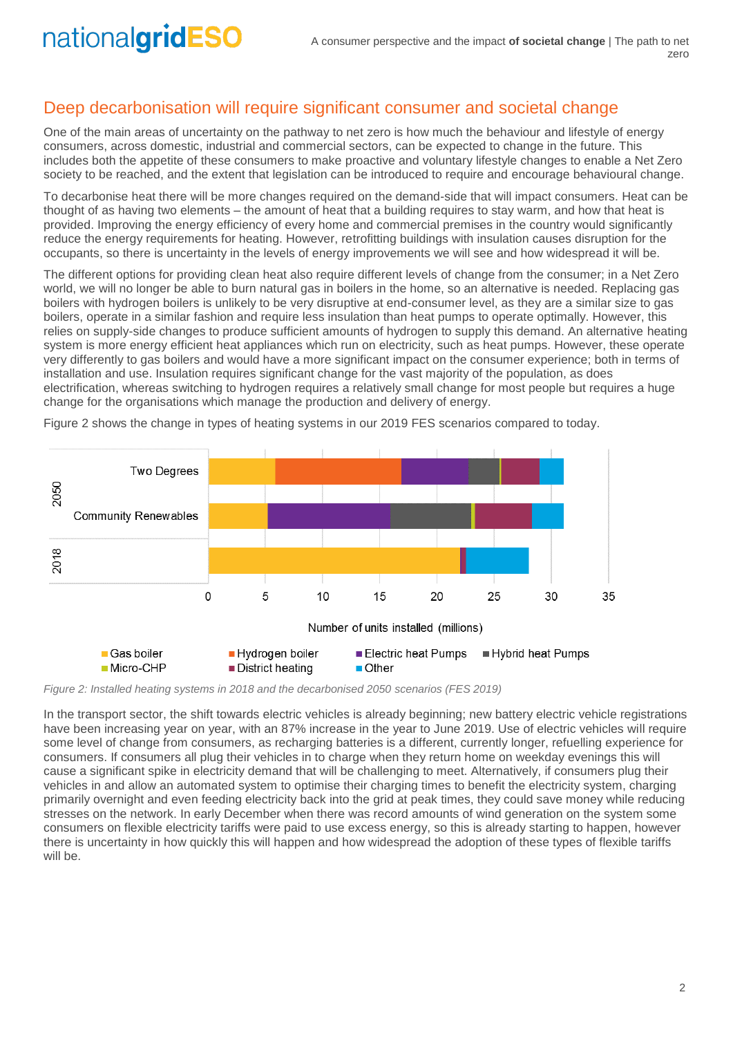## Deep decarbonisation will require significant consumer and societal change

One of the main areas of uncertainty on the pathway to net zero is how much the behaviour and lifestyle of energy consumers, across domestic, industrial and commercial sectors, can be expected to change in the future. This includes both the appetite of these consumers to make proactive and voluntary lifestyle changes to enable a Net Zero society to be reached, and the extent that legislation can be introduced to require and encourage behavioural change.

To decarbonise heat there will be more changes required on the demand-side that will impact consumers. Heat can be thought of as having two elements – the amount of heat that a building requires to stay warm, and how that heat is provided. Improving the energy efficiency of every home and commercial premises in the country would significantly reduce the energy requirements for heating. However, retrofitting buildings with insulation causes disruption for the occupants, so there is uncertainty in the levels of energy improvements we will see and how widespread it will be.

The different options for providing clean heat also require different levels of change from the consumer; in a Net Zero world, we will no longer be able to burn natural gas in boilers in the home, so an alternative is needed. Replacing gas boilers with hydrogen boilers is unlikely to be very disruptive at end-consumer level, as they are a similar size to gas boilers, operate in a similar fashion and require less insulation than heat pumps to operate optimally. However, this relies on supply-side changes to produce sufficient amounts of hydrogen to supply this demand. An alternative heating system is more energy efficient heat appliances which run on electricity, such as heat pumps. However, these operate very differently to gas boilers and would have a more significant impact on the consumer experience; both in terms of installation and use. Insulation requires significant change for the vast majority of the population, as does electrification, whereas switching to hydrogen requires a relatively small change for most people but requires a huge change for the organisations which manage the production and delivery of energy.

Figure 2 shows the change in types of heating systems in our 2019 FES scenarios compared to today.

*Figure 2: Installed heating systems in 2018 and the decarbonised 2050 scenarios (FES 2019)*

In the transport sector, the shift towards electric vehicles is already beginning; new battery electric vehicle registrations have been increasing year on year, with an 87% increase in the year to June 2019. Use of electric vehicles will require some level of change from consumers, as recharging batteries is a different, currently longer, refuelling experience for consumers. If consumers all plug their vehicles in to charge when they return home on weekday evenings this will cause a significant spike in electricity demand that will be challenging to meet. Alternatively, if consumers plug their vehicles in and allow an automated system to optimise their charging times to benefit the electricity system, charging primarily overnight and even feeding electricity back into the grid at peak times, they could save money while reducing stresses on the network. In early December when there was record amounts of wind generation on the system some consumers on flexible electricity tariffs were paid to use excess energy, so this is already starting to happen, however there is uncertainty in how quickly this will happen and how widespread the adoption of these types of flexible tariffs will be.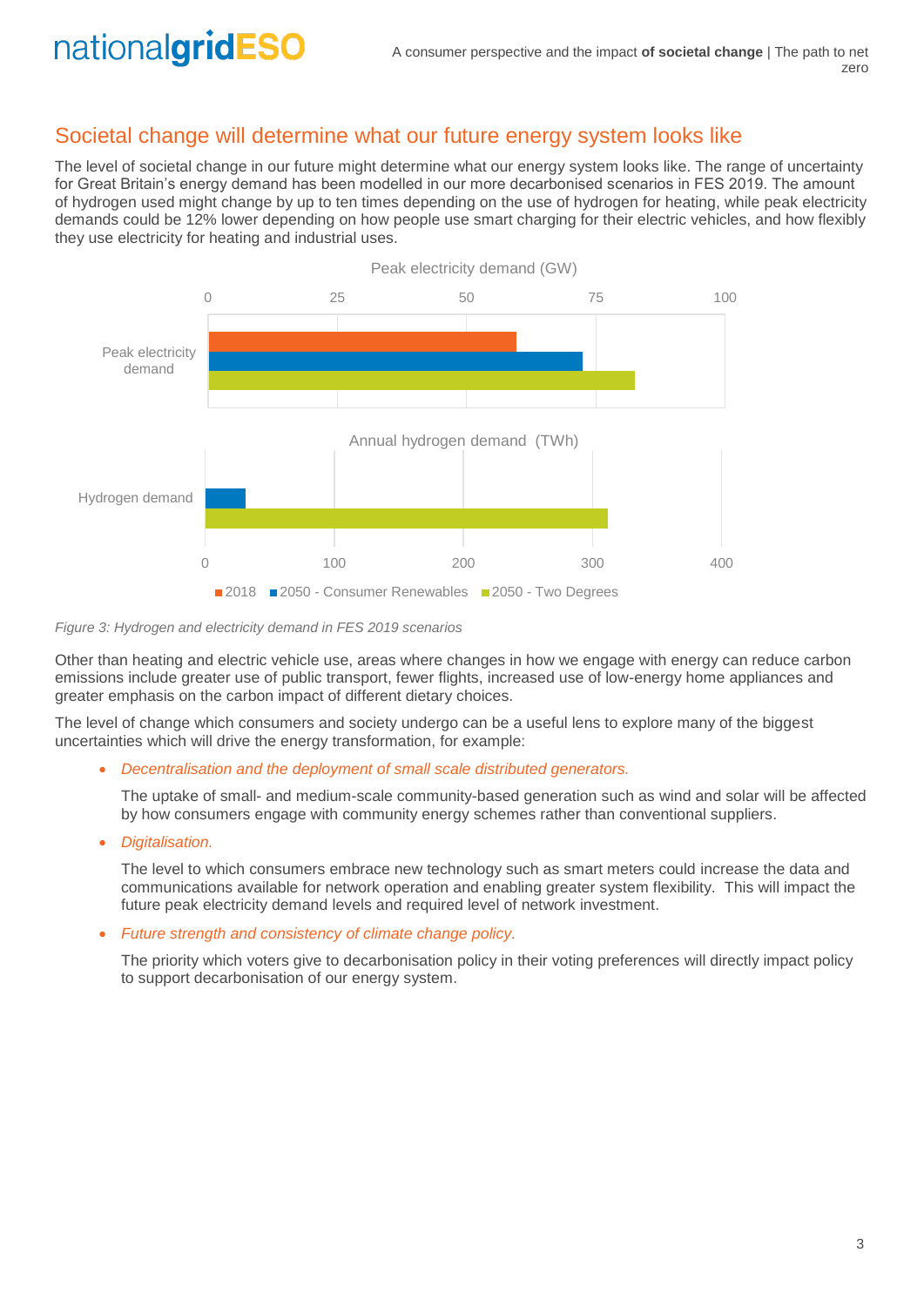## Societal change will determine what our future energy system looks like

The level of societal change in our future might determine what our energy system looks like. The range of uncertainty for Great Britain's energy demand has been modelled in our more decarbonised scenarios in FES 2019. The amount of hydrogen used might change by up to ten times depending on the use of hydrogen for heating, while peak electricity demands could be 12% lower depending on how people use smart charging for their electric vehicles, and how flexibly they use electricity for heating and industrial uses.

*Figure 3: Hydrogen and electricity demand in FES 2019 scenarios*

Other than heating and electric vehicle use, areas where changes in how we engage with energy can reduce carbon emissions include greater use of public transport, fewer flights, increased use of low-energy home appliances and greater emphasis on the carbon impact of different dietary choices.

The level of change which consumers and society undergo can be a useful lens to explore many of the biggest uncertainties which will drive the energy transformation, for example:

- *Decentralisation and the deployment of small scale distributed generators.*

  The uptake of small- and medium-scale community-based generation such as wind and solar will be affected by how consumers engage with community energy schemes rather than conventional suppliers.

- *Digitalisation.*

  The level to which consumers embrace new technology such as smart meters could increase the data and communications available for network operation and enabling greater system flexibility. This will impact the future peak electricity demand levels and required level of network investment.

- *Future strength and consistency of climate change policy.*

  The priority which voters give to decarbonisation policy in their voting preferences will directly impact policy to support decarbonisation of our energy system.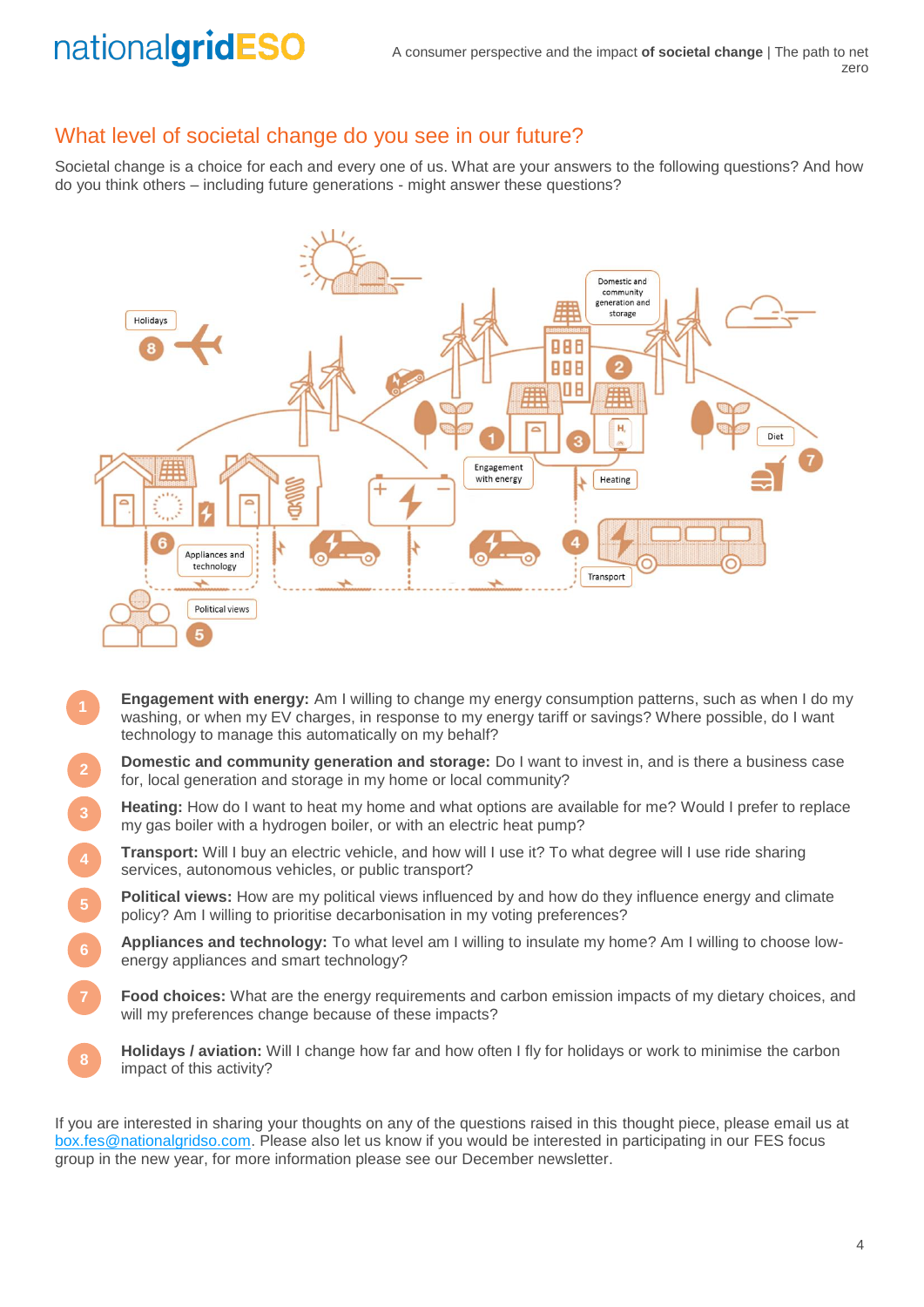## What level of societal change do you see in our future?

Societal change is a choice for each and every one of us. What are your answers to the following questions? And how do you think others – including future generations - might answer these questions?

Holidays
8
Domestic and community generation and storage
2
1
3
Diet
7
Engagement with energy
Heating
6
Appliances and technology
4
Transport
Political views
5

1. **Engagement with energy:** Am I willing to change my energy consumption patterns, such as when I do my washing, or when my EV charges, in response to my energy tariff or savings? Where possible, do I want technology to manage this automatically on my behalf?
2. **Domestic and community generation and storage:** Do I want to invest in, and is there a business case for, local generation and storage in my home or local community?
3. **Heating:** How do I want to heat my home and what options are available for me? Would I prefer to replace my gas boiler with a hydrogen boiler, or with an electric heat pump?
4. **Transport:** Will I buy an electric vehicle, and how will I use it? To what degree will I use ride sharing services, autonomous vehicles, or public transport?
5. **Political views:** How are my political views influenced by and how do they influence energy and climate policy? Am I willing to prioritise decarbonisation in my voting preferences?
6. **Appliances and technology:** To what level am I willing to insulate my home? Am I willing to choose low-energy appliances and smart technology?
7. **Food choices:** What are the energy requirements and carbon emission impacts of my dietary choices, and will my preferences change because of these impacts?
8. **Holidays / aviation:** Will I change how far and how often I fly for holidays or work to minimise the carbon impact of this activity?

If you are interested in sharing your thoughts on any of the questions raised in this thought piece, please email us at box.fes@nationalgridso.com. Please also let us know if you would be interested in participating in our FES focus group in the new year, for more information please see our December newsletter.